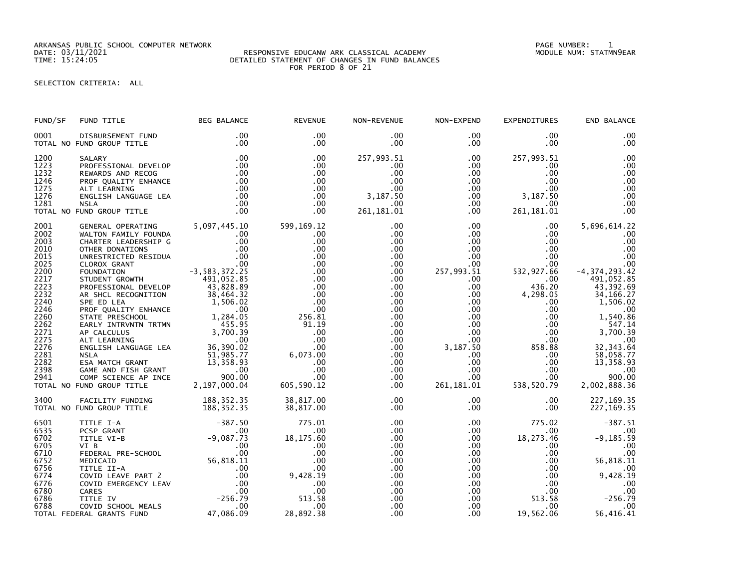ARKANSAS PUBLIC SCHOOL COMPUTER NETWORK
DATE: 03/11/2021
TIME: 15:24:05

RESPONSIVE EDUCANW ARK CLASSICAL ACADEMY
DETAILED STATEMENT OF CHANGES IN FUND BALANCES
FOR PERIOD 8 OF 21

PAGE NUMBER: 1
MODULE NUM: STATMN9EAR

SELECTION CRITERIA: ALL

| FUND/SF | FUND TITLE | BEG BALANCE | REVENUE | NON-REVENUE | NON-EXPEND | EXPENDITURES | END BALANCE |
|---|---|---|---|---|---|---|---|
| 0001 | DISBURSEMENT FUND | .00 | .00 | .00 | .00 | .00 | .00 |
| | TOTAL NO FUND GROUP TITLE | .00 | .00 | .00 | .00 | .00 | .00 |
| 1200 | SALARY | .00 | .00 | 257,993.51 | .00 | 257,993.51 | .00 |
| 1223 | PROFESSIONAL DEVELOP | .00 | .00 | .00 | .00 | .00 | .00 |
| 1232 | REWARDS AND RECOG | .00 | .00 | .00 | .00 | .00 | .00 |
| 1246 | PROF QUALITY ENHANCE | .00 | .00 | .00 | .00 | .00 | .00 |
| 1275 | ALT LEARNING | .00 | .00 | .00 | .00 | .00 | .00 |
| 1276 | ENGLISH LANGUAGE LEA | .00 | .00 | 3,187.50 | .00 | 3,187.50 | .00 |
| 1281 | NSLA | .00 | .00 | .00 | .00 | .00 | .00 |
| | TOTAL NO FUND GROUP TITLE | .00 | .00 | 261,181.01 | .00 | 261,181.01 | .00 |
| 2001 | GENERAL OPERATING | 5,097,445.10 | 599,169.12 | .00 | .00 | .00 | 5,696,614.22 |
| 2002 | WALTON FAMILY FOUNDA | .00 | .00 | .00 | .00 | .00 | .00 |
| 2003 | CHARTER LEADERSHIP G | .00 | .00 | .00 | .00 | .00 | .00 |
| 2010 | OTHER DONATIONS | .00 | .00 | .00 | .00 | .00 | .00 |
| 2015 | UNRESTRICTED RESIDUA | .00 | .00 | .00 | .00 | .00 | .00 |
| 2025 | CLOROX GRANT | .00 | .00 | .00 | .00 | .00 | .00 |
| 2200 | FOUNDATION | -3,583,372.25 | .00 | .00 | 257,993.51 | 532,927.66 | -4,374,293.42 |
| 2217 | STUDENT GROWTH | 491,052.85 | .00 | .00 | .00 | .00 | 491,052.85 |
| 2223 | PROFESSIONAL DEVELOP | 43,828.89 | .00 | .00 | .00 | 436.20 | 43,392.69 |
| 2232 | AR SHCL RECOGNITION | 38,464.32 | .00 | .00 | .00 | 4,298.05 | 34,166.27 |
| 2240 | SPE ED LEA | 1,506.02 | .00 | .00 | .00 | .00 | 1,506.02 |
| 2246 | PROF QUALITY ENHANCE | .00 | .00 | .00 | .00 | .00 | .00 |
| 2260 | STATE PRESCHOOL | 1,284.05 | 256.81 | .00 | .00 | .00 | 1,540.86 |
| 2262 | EARLY INTRVNTN TRTMN | 455.95 | 91.19 | .00 | .00 | .00 | 547.14 |
| 2271 | AP CALCULUS | 3,700.39 | .00 | .00 | .00 | .00 | 3,700.39 |
| 2275 | ALT LEARNING | .00 | .00 | .00 | .00 | .00 | .00 |
| 2276 | ENGLISH LANGUAGE LEA | 36,390.02 | .00 | .00 | 3,187.50 | 858.88 | 32,343.64 |
| 2281 | NSLA | 51,985.77 | 6,073.00 | .00 | .00 | .00 | 58,058.77 |
| 2282 | ESA MATCH GRANT | 13,358.93 | .00 | .00 | .00 | .00 | 13,358.93 |
| 2398 | GAME AND FISH GRANT | .00 | .00 | .00 | .00 | .00 | .00 |
| 2941 | COMP SCIENCE AP INCE | 900.00 | .00 | .00 | .00 | .00 | 900.00 |
| | TOTAL NO FUND GROUP TITLE | 2,197,000.04 | 605,590.12 | .00 | 261,181.01 | 538,520.79 | 2,002,888.36 |
| 3400 | FACILITY FUNDING | 188,352.35 | 38,817.00 | .00 | .00 | .00 | 227,169.35 |
| | TOTAL NO FUND GROUP TITLE | 188,352.35 | 38,817.00 | .00 | .00 | .00 | 227,169.35 |
| 6501 | TITLE I-A | -387.50 | 775.01 | .00 | .00 | 775.02 | -387.51 |
| 6535 | PCSP GRANT | .00 | .00 | .00 | .00 | .00 | .00 |
| 6702 | TITLE VI-B | -9,087.73 | 18,175.60 | .00 | .00 | 18,273.46 | -9,185.59 |
| 6705 | VI B | .00 | .00 | .00 | .00 | .00 | .00 |
| 6710 | FEDERAL PRE-SCHOOL | .00 | .00 | .00 | .00 | .00 | .00 |
| 6752 | MEDICAID | 56,818.11 | .00 | .00 | .00 | .00 | 56,818.11 |
| 6756 | TITLE II-A | .00 | .00 | .00 | .00 | .00 | .00 |
| 6774 | COVID LEAVE PART 2 | .00 | 9,428.19 | .00 | .00 | .00 | 9,428.19 |
| 6776 | COVID EMERGENCY LEAV | .00 | .00 | .00 | .00 | .00 | .00 |
| 6780 | CARES | .00 | .00 | .00 | .00 | .00 | .00 |
| 6786 | TITLE IV | -256.79 | 513.58 | .00 | .00 | 513.58 | -256.79 |
| 6788 | COVID SCHOOL MEALS | .00 | .00 | .00 | .00 | .00 | .00 |
| | TOTAL FEDERAL GRANTS FUND | 47,086.09 | 28,892.38 | .00 | .00 | 19,562.06 | 56,416.41 |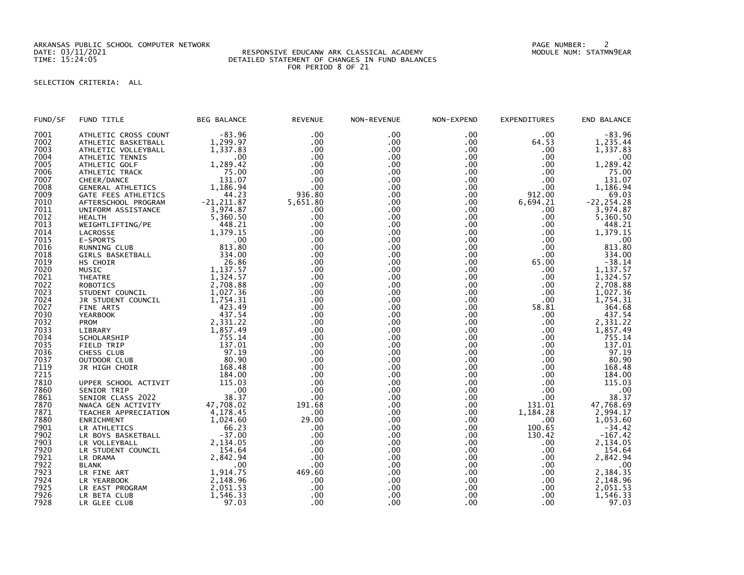ARKANSAS PUBLIC SCHOOL COMPUTER NETWORK
DATE: 03/11/2021
TIME: 15:24:05

RESPONSIVE EDUCANW ARK CLASSICAL ACADEMY
DETAILED STATEMENT OF CHANGES IN FUND BALANCES
FOR PERIOD 8 OF 21

PAGE NUMBER: 2
MODULE NUM: STATMN9EAR

SELECTION CRITERIA: ALL

| FUND/SF | FUND TITLE | BEG BALANCE | REVENUE | NON-REVENUE | NON-EXPEND | EXPENDITURES | END BALANCE |
|---|---|---|---|---|---|---|---|
| 7001 | ATHLETIC CROSS COUNT | -83.96 | .00 | .00 | .00 | .00 | -83.96 |
| 7002 | ATHLETIC BASKETBALL | 1,299.97 | .00 | .00 | .00 | 64.53 | 1,235.44 |
| 7003 | ATHLETIC VOLLEYBALL | 1,337.83 | .00 | .00 | .00 | .00 | 1,337.83 |
| 7004 | ATHLETIC TENNIS | .00 | .00 | .00 | .00 | .00 | .00 |
| 7005 | ATHLETIC GOLF | 1,289.42 | .00 | .00 | .00 | .00 | 1,289.42 |
| 7006 | ATHLETIC TRACK | 75.00 | .00 | .00 | .00 | .00 | 75.00 |
| 7007 | CHEER/DANCE | 131.07 | .00 | .00 | .00 | .00 | 131.07 |
| 7008 | GENERAL ATHLETICS | 1,186.94 | .00 | .00 | .00 | .00 | 1,186.94 |
| 7009 | GATE FEES ATHLETICS | 44.23 | 936.80 | .00 | .00 | 912.00 | 69.03 |
| 7010 | AFTERSCHOOL PROGRAM | -21,211.87 | 5,651.80 | .00 | .00 | 6,694.21 | -22,254.28 |
| 7011 | UNIFORM ASSISTANCE | 3,974.87 | .00 | .00 | .00 | .00 | 3,974.87 |
| 7012 | HEALTH | 5,360.50 | .00 | .00 | .00 | .00 | 5,360.50 |
| 7013 | WEIGHTLIFTING/PE | 448.21 | .00 | .00 | .00 | .00 | 448.21 |
| 7014 | LACROSSE | 1,379.15 | .00 | .00 | .00 | .00 | 1,379.15 |
| 7015 | E-SPORTS | .00 | .00 | .00 | .00 | .00 | .00 |
| 7016 | RUNNING CLUB | 813.80 | .00 | .00 | .00 | .00 | 813.80 |
| 7018 | GIRLS BASKETBALL | 334.00 | .00 | .00 | .00 | .00 | 334.00 |
| 7019 | HS CHOIR | 26.86 | .00 | .00 | .00 | 65.00 | -38.14 |
| 7020 | MUSIC | 1,137.57 | .00 | .00 | .00 | .00 | 1,137.57 |
| 7021 | THEATRE | 1,324.57 | .00 | .00 | .00 | .00 | 1,324.57 |
| 7022 | ROBOTICS | 2,708.88 | .00 | .00 | .00 | .00 | 2,708.88 |
| 7023 | STUDENT COUNCIL | 1,027.36 | .00 | .00 | .00 | .00 | 1,027.36 |
| 7024 | JR STUDENT COUNCIL | 1,754.31 | .00 | .00 | .00 | .00 | 1,754.31 |
| 7027 | FINE ARTS | 423.49 | .00 | .00 | .00 | 58.81 | 364.68 |
| 7030 | YEARBOOK | 437.54 | .00 | .00 | .00 | .00 | 437.54 |
| 7032 | PROM | 2,331.22 | .00 | .00 | .00 | .00 | 2,331.22 |
| 7033 | LIBRARY | 1,857.49 | .00 | .00 | .00 | .00 | 1,857.49 |
| 7034 | SCHOLARSHIP | 755.14 | .00 | .00 | .00 | .00 | 755.14 |
| 7035 | FIELD TRIP | 137.01 | .00 | .00 | .00 | .00 | 137.01 |
| 7036 | CHESS CLUB | 97.19 | .00 | .00 | .00 | .00 | 97.19 |
| 7037 | OUTDOOR CLUB | 80.90 | .00 | .00 | .00 | .00 | 80.90 |
| 7119 | JR HIGH CHOIR | 168.48 | .00 | .00 | .00 | .00 | 168.48 |
| 7215 | | 184.00 | .00 | .00 | .00 | .00 | 184.00 |
| 7810 | UPPER SCHOOL ACTIVIT | 115.03 | .00 | .00 | .00 | .00 | 115.03 |
| 7860 | SENIOR TRIP | .00 | .00 | .00 | .00 | .00 | .00 |
| 7861 | SENIOR CLASS 2022 | 38.37 | .00 | .00 | .00 | .00 | 38.37 |
| 7870 | NWACA GEN ACTIVITY | 47,708.02 | 191.68 | .00 | .00 | 131.01 | 47,768.69 |
| 7871 | TEACHER APPRECIATION | 4,178.45 | .00 | .00 | .00 | 1,184.28 | 2,994.17 |
| 7880 | ENRICHMENT | 1,024.60 | 29.00 | .00 | .00 | .00 | 1,053.60 |
| 7901 | LR ATHLETICS | 66.23 | .00 | .00 | .00 | 100.65 | -34.42 |
| 7902 | LR BOYS BASKETBALL | -37.00 | .00 | .00 | .00 | 130.42 | -167.42 |
| 7903 | LR VOLLEYBALL | 2,134.05 | .00 | .00 | .00 | .00 | 2,134.05 |
| 7920 | LR STUDENT COUNCIL | 154.64 | .00 | .00 | .00 | .00 | 154.64 |
| 7921 | LR DRAMA | 2,842.94 | .00 | .00 | .00 | .00 | 2,842.94 |
| 7922 | BLANK | .00 | .00 | .00 | .00 | .00 | .00 |
| 7923 | LR FINE ART | 1,914.75 | 469.60 | .00 | .00 | .00 | 2,384.35 |
| 7924 | LR YEARBOOK | 2,148.96 | .00 | .00 | .00 | .00 | 2,148.96 |
| 7925 | LR EAST PROGRAM | 2,051.53 | .00 | .00 | .00 | .00 | 2,051.53 |
| 7926 | LR BETA CLUB | 1,546.33 | .00 | .00 | .00 | .00 | 1,546.33 |
| 7928 | LR GLEE CLUB | 97.03 | .00 | .00 | .00 | .00 | 97.03 |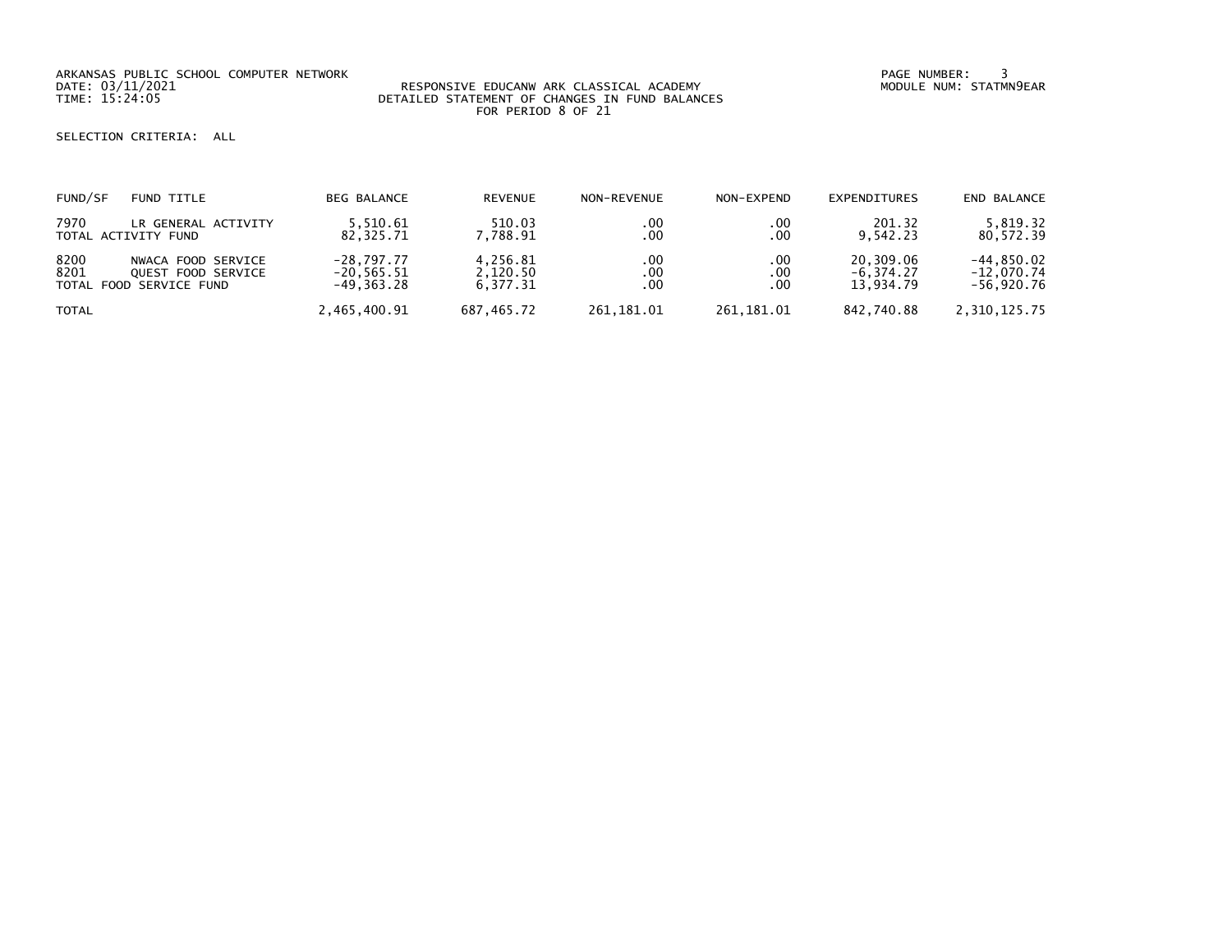ARKANSAS PUBLIC SCHOOL COMPUTER NETWORK
DATE: 03/11/2021
TIME: 15:24:05

RESPONSIVE EDUCANW ARK CLASSICAL ACADEMY
DETAILED STATEMENT OF CHANGES IN FUND BALANCES
FOR PERIOD 8 OF 21

PAGE NUMBER: 3
MODULE NUM: STATMN9EAR

SELECTION CRITERIA: ALL

| FUND/SF | FUND TITLE | BEG BALANCE | REVENUE | NON-REVENUE | NON-EXPEND | EXPENDITURES | END BALANCE |
|---|---|---|---|---|---|---|---|
| 7970 | LR GENERAL ACTIVITY | 5,510.61 | 510.03 | .00 | .00 | 201.32 | 5,819.32 |
| TOTAL ACTIVITY FUND | | 82,325.71 | 7,788.91 | .00 | .00 | 9,542.23 | 80,572.39 |
| 8200 | NWACA FOOD SERVICE | -28,797.77 | 4,256.81 | .00 | .00 | 20,309.06 | -44,850.02 |
| 8201 | QUEST FOOD SERVICE | -20,565.51 | 2,120.50 | .00 | .00 | -6,374.27 | -12,070.74 |
| TOTAL FOOD SERVICE FUND | | -49,363.28 | 6,377.31 | .00 | .00 | 13,934.79 | -56,920.76 |
| TOTAL | | 2,465,400.91 | 687,465.72 | 261,181.01 | 261,181.01 | 842,740.88 | 2,310,125.75 |